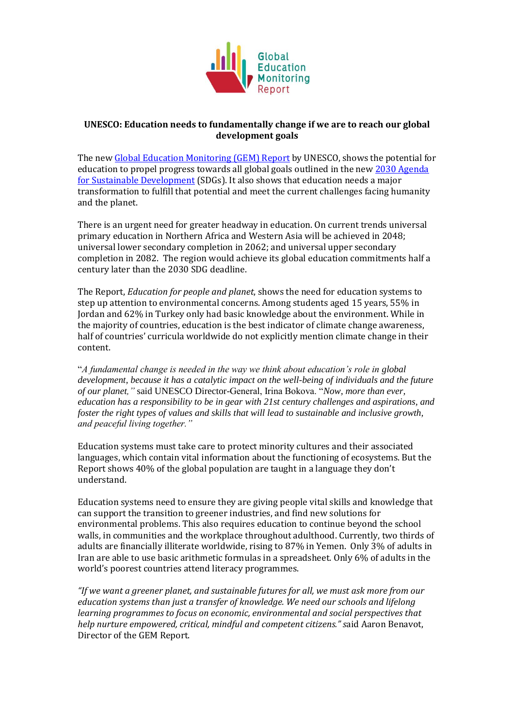Global Education Monitoring Report

**UNESCO: Education needs to fundamentally change if we are to reach our global development goals**

The new [Global Education Monitoring (GEM) Report](#) by UNESCO, shows the potential for education to propel progress towards all global goals outlined in the new [2030 Agenda for Sustainable Development](#) (SDGs). It also shows that education needs a major transformation to fulfill that potential and meet the current challenges facing humanity and the planet.

There is an urgent need for greater headway in education. On current trends universal primary education in Northern Africa and Western Asia will be achieved in 2048; universal lower secondary completion in 2062; and universal upper secondary completion in 2082. The region would achieve its global education commitments half a century later than the 2030 SDG deadline.

The Report, *Education for people and planet*, shows the need for education systems to step up attention to environmental concerns. Among students aged 15 years, 55% in Jordan and 62% in Turkey only had basic knowledge about the environment. While in the majority of countries, education is the best indicator of climate change awareness, half of countries' curricula worldwide do not explicitly mention climate change in their content.

"*A fundamental change is needed in the way we think about education's role in global development, because it has a catalytic impact on the well-being of individuals and the future of our planet,"* said UNESCO Director-General, Irina Bokova. "*Now, more than ever, education has a responsibility to be in gear with 21st century challenges and aspirations, and foster the right types of values and skills that will lead to sustainable and inclusive growth, and peaceful living together."*

Education systems must take care to protect minority cultures and their associated languages, which contain vital information about the functioning of ecosystems. But the Report shows 40% of the global population are taught in a language they don't understand.

Education systems need to ensure they are giving people vital skills and knowledge that can support the transition to greener industries, and find new solutions for environmental problems. This also requires education to continue beyond the school walls, in communities and the workplace throughout adulthood. Currently, two thirds of adults are financially illiterate worldwide, rising to 87% in Yemen. Only 3% of adults in Iran are able to use basic arithmetic formulas in a spreadsheet. Only 6% of adults in the world's poorest countries attend literacy programmes.

*"If we want a greener planet, and sustainable futures for all, we must ask more from our education systems than just a transfer of knowledge. We need our schools and lifelong learning programmes to focus on economic, environmental and social perspectives that help nurture empowered, critical, mindful and competent citizens."* said Aaron Benavot, Director of the GEM Report.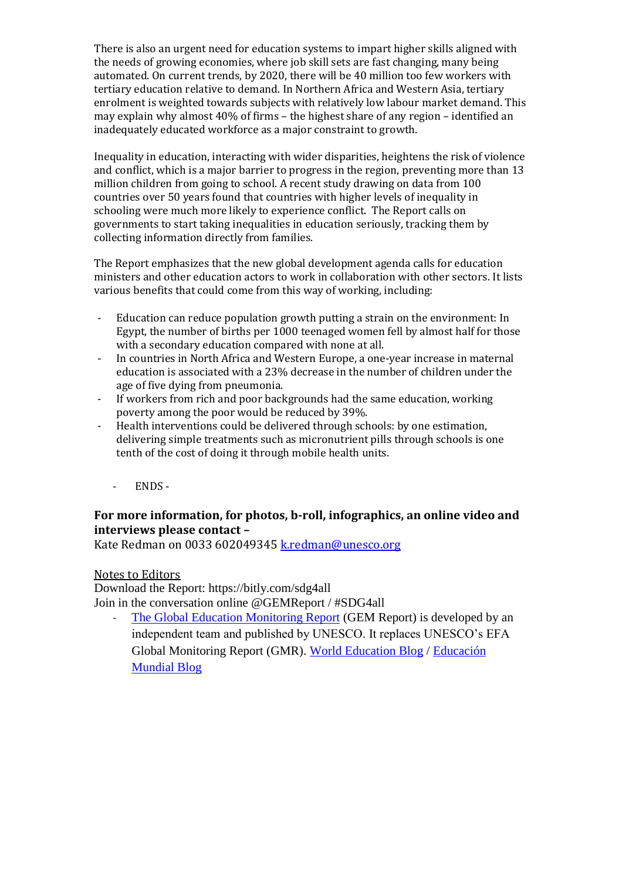There is also an urgent need for education systems to impart higher skills aligned with the needs of growing economies, where job skill sets are fast changing, many being automated. On current trends, by 2020, there will be 40 million too few workers with tertiary education relative to demand. In Northern Africa and Western Asia, tertiary enrolment is weighted towards subjects with relatively low labour market demand. This may explain why almost 40% of firms – the highest share of any region – identified an inadequately educated workforce as a major constraint to growth.

Inequality in education, interacting with wider disparities, heightens the risk of violence and conflict, which is a major barrier to progress in the region, preventing more than 13 million children from going to school. A recent study drawing on data from 100 countries over 50 years found that countries with higher levels of inequality in schooling were much more likely to experience conflict. The Report calls on governments to start taking inequalities in education seriously, tracking them by collecting information directly from families.

The Report emphasizes that the new global development agenda calls for education ministers and other education actors to work in collaboration with other sectors. It lists various benefits that could come from this way of working, including:

- Education can reduce population growth putting a strain on the environment: In Egypt, the number of births per 1000 teenaged women fell by almost half for those with a secondary education compared with none at all.
- In countries in North Africa and Western Europe, a one-year increase in maternal education is associated with a 23% decrease in the number of children under the age of five dying from pneumonia.
- If workers from rich and poor backgrounds had the same education, working poverty among the poor would be reduced by 39%.
- Health interventions could be delivered through schools: by one estimation, delivering simple treatments such as micronutrient pills through schools is one tenth of the cost of doing it through mobile health units.

- ENDS -

**For more information, for photos, b-roll, infographics, an online video and interviews please contact –**
Kate Redman on 0033 602049345 k.redman@unesco.org

Notes to Editors
Download the Report: https://bitly.com/sdg4all
Join in the conversation online @GEMReport / #SDG4all

- The Global Education Monitoring Report (GEM Report) is developed by an independent team and published by UNESCO. It replaces UNESCO's EFA Global Monitoring Report (GMR). World Education Blog / Educación Mundial Blog